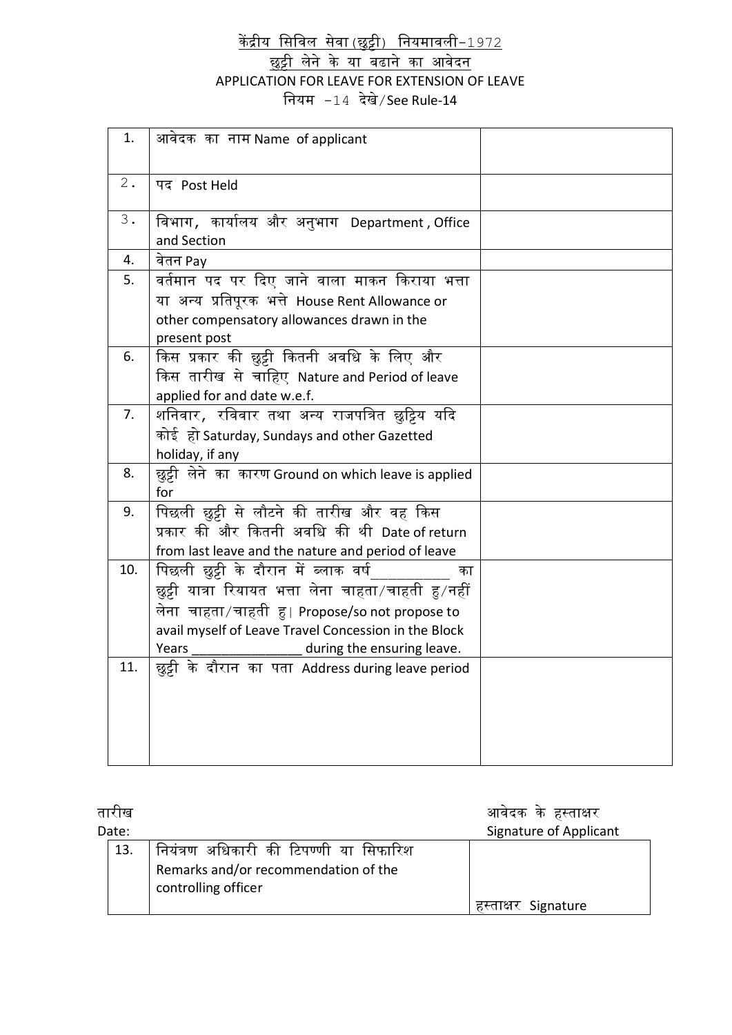# केंद्रीय सिविल सेवा (छुट्टी) नियमावली-1972

## छुट्टी लेने के या बढाने का आवेदन

## APPLICATION FOR LEAVE FOR EXTENSION OF LEAVE

नियम -14 देखे/See Rule-14

| | | |
|---|---|---|
| 1. | आवेदक का नाम Name of applicant | |
| 2. | पद Post Held | |
| 3. | विभाग, कार्यालय और अनुभाग Department, Office and Section | |
| 4. | वेतन Pay | |
| 5. | वर्तमान पद पर दिए जाने वाला माकन किराया भत्ता या अन्य प्रतिपूरक भत्ते House Rent Allowance or other compensatory allowances drawn in the present post | |
| 6. | किस प्रकार की छुट्टी कितनी अवधि के लिए और किस तारीख से चाहिए Nature and Period of leave applied for and date w.e.f. | |
| 7. | शनिवार, रविवार तथा अन्य राजपत्रित छुट्टिय यदि कोई हो Saturday, Sundays and other Gazetted holiday, if any | |
| 8. | छुट्टी लेने का कारण Ground on which leave is applied for | |
| 9. | पिछली छुट्टी से लौटने की तारीख और वह किस प्रकार की और कितनी अवधि की थी Date of return from last leave and the nature and period of leave | |
| 10. | पिछली छुट्टी के दौरान में ब्लाक वर्ष__________ का छुट्टी यात्रा रियायत भत्ता लेना चाहता/चाहती हु/नहीं लेना चाहता/चाहती हु। Propose/so not propose to avail myself of Leave Travel Concession in the Block Years _______________ during the ensuring leave. | |
| 11. | छुट्टी के दौरान का पता Address during leave period | |

तारीख
Date:

आवेदक के हस्ताक्षर
Signature of Applicant

| | | |
|---|---|---|
| 13. | नियंत्रण अधिकारी की टिपण्णी या सिफारिश Remarks and/or recommendation of the controlling officer | हस्ताक्षर Signature |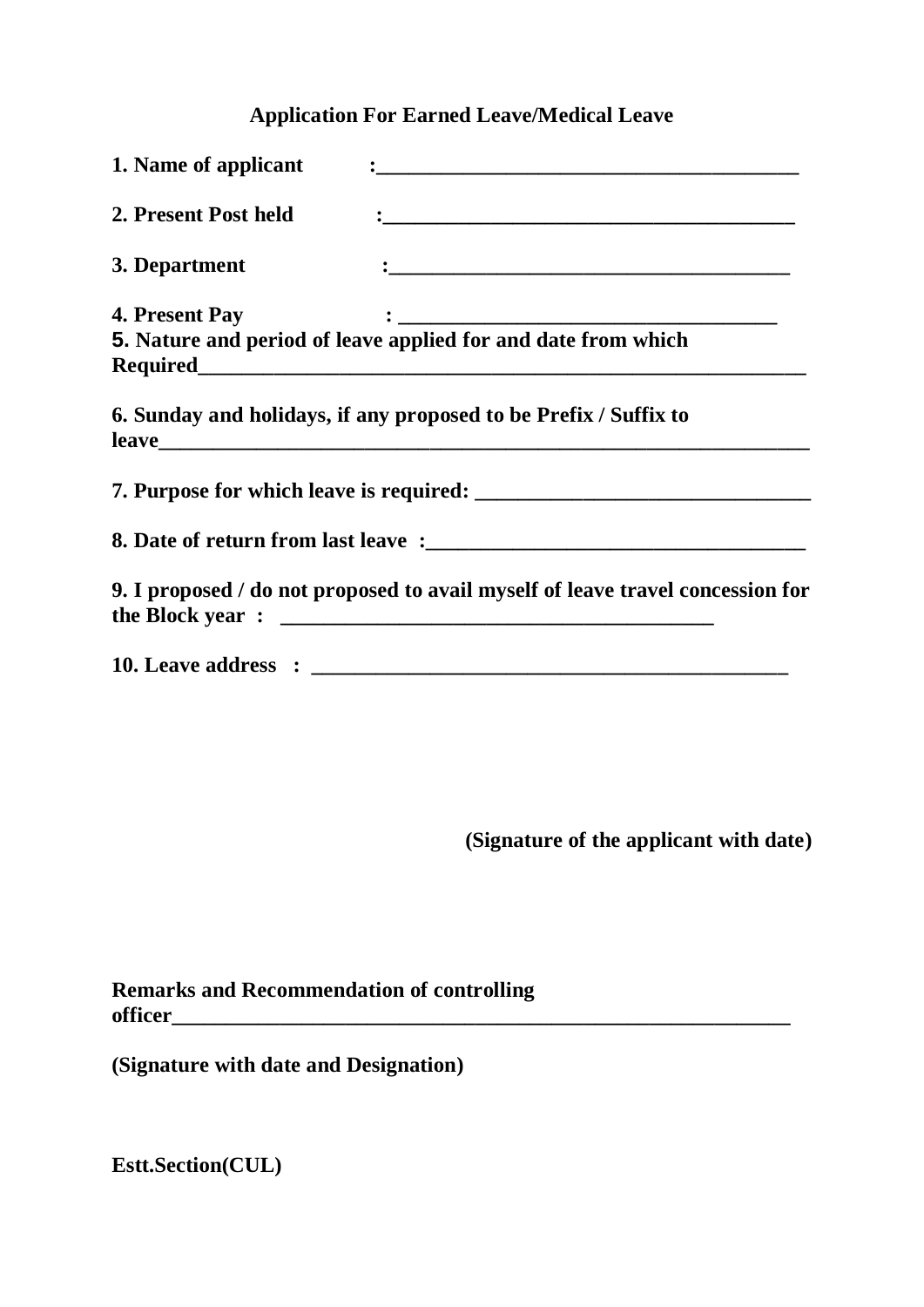## Application For Earned Leave/Medical Leave

**1. Name of applicant :________________________________________**

**2. Present Post held :________________________________________**

**3. Department :______________________________________**

**4. Present Pay : ___________________________________**

**5. Nature and period of leave applied for and date from which Required__________________________________________________________**

**6. Sunday and holidays, if any proposed to be Prefix / Suffix to leave_______________________________________________________________**

**7. Purpose for which leave is required: _______________________________**

**8. Date of return from last leave :___________________________________**

**9. I proposed / do not proposed to avail myself of leave travel concession for the Block year : _________________________________________**

**10. Leave address : ______________________________________________**

**(Signature of the applicant with date)**

**Remarks and Recommendation of controlling officer____________________________________________________________**

**(Signature with date and Designation)**

**Estt.Section(CUL)**